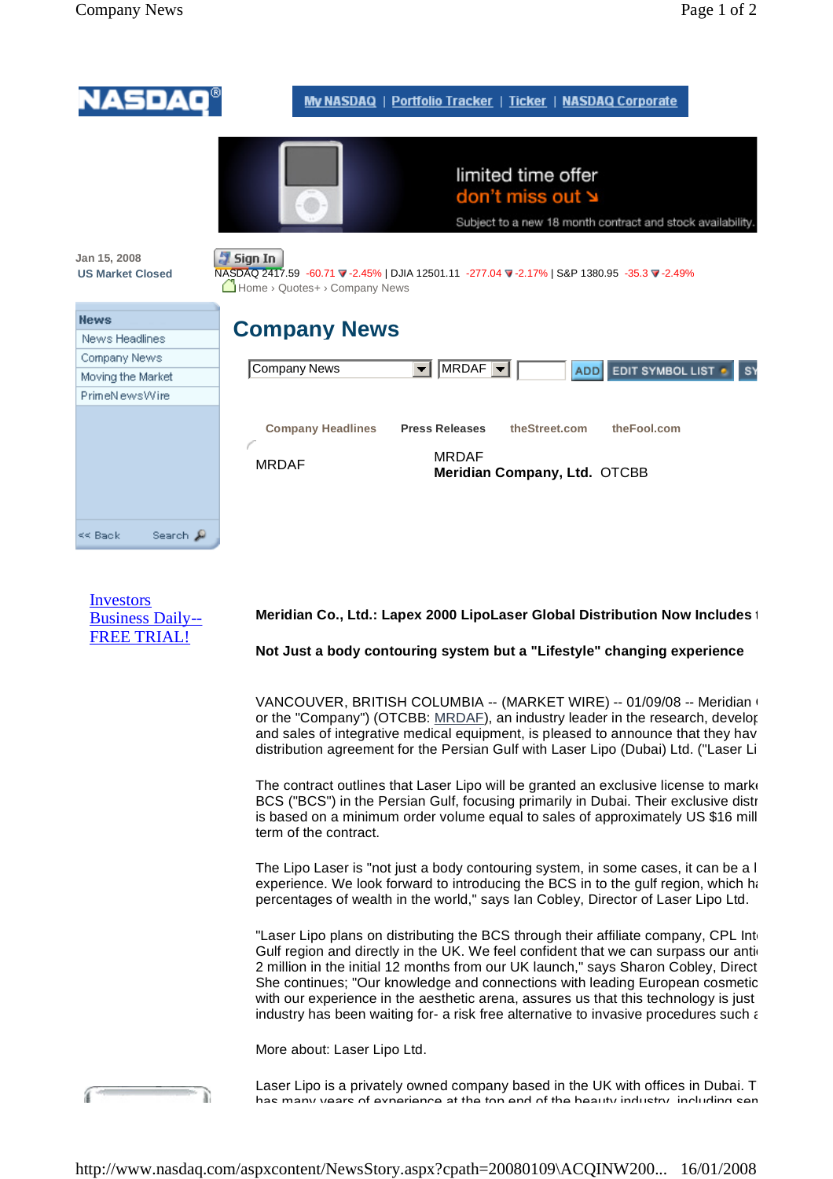# Company News

Jan 15, 2008
US Market Closed

NASDAQ 2417.59 -60.71 ▼-2.45% | DJIA 12501.11 -277.04 ▼-2.17% | S&P 1380.95 -35.3 ▼-2.49%

Home › Quotes+ › Company News

**News**
- News Headlines
- Company News
- Moving the Market
- PrimeNewsWire

Company Headlines | Press Releases | theStreet.com | theFool.com

MRDAF

MRDAF
**Meridian Company, Ltd.** OTCBB

Investors Business Daily-- FREE TRIAL!

**Meridian Co., Ltd.: Lapex 2000 LipoLaser Global Distribution Now Includes t**

**Not Just a body contouring system but a "Lifestyle" changing experience**

VANCOUVER, BRITISH COLUMBIA -- (MARKET WIRE) -- 01/09/08 -- Meridian ( or the "Company") (OTCBB: MRDAF), an industry leader in the research, develop and sales of integrative medical equipment, is pleased to announce that they hav distribution agreement for the Persian Gulf with Laser Lipo (Dubai) Ltd. ("Laser Li

The contract outlines that Laser Lipo will be granted an exclusive license to mark BCS ("BCS") in the Persian Gulf, focusing primarily in Dubai. Their exclusive distr is based on a minimum order volume equal to sales of approximately US $16 mill term of the contract.

The Lipo Laser is "not just a body contouring system, in some cases, it can be a l experience. We look forward to introducing the BCS in to the gulf region, which h percentages of wealth in the world," says Ian Cobley, Director of Laser Lipo Ltd.

"Laser Lipo plans on distributing the BCS through their affiliate company, CPL Int Gulf region and directly in the UK. We feel confident that we can surpass our anti 2 million in the initial 12 months from our UK launch," says Sharon Cobley, Direct She continues; "Our knowledge and connections with leading European cosmetic with our experience in the aesthetic arena, assures us that this technology is just industry has been waiting for- a risk free alternative to invasive procedures such a

More about: Laser Lipo Ltd.

Laser Lipo is a privately owned company based in the UK with offices in Dubai. T has many years of experience at the top end of the beauty industry, including sen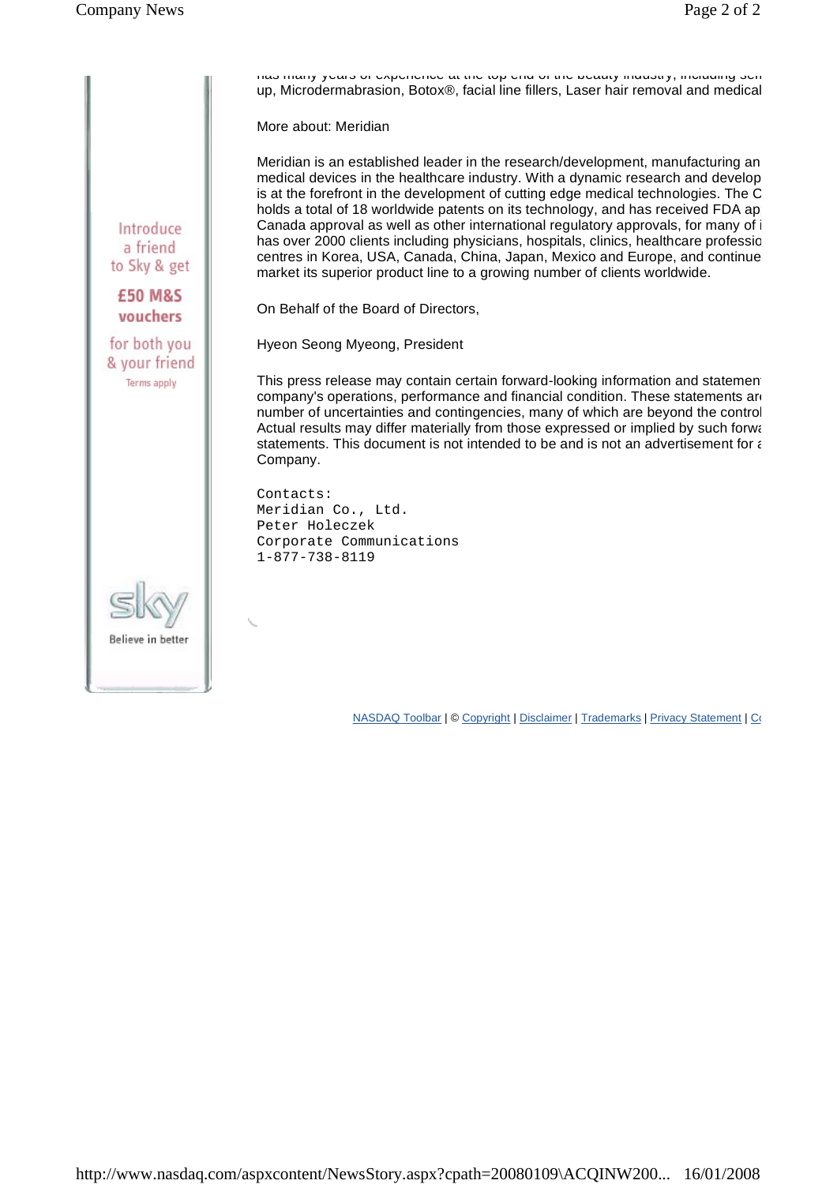has many years of experience at the top end of the beauty industry, including sen
up, Microdermabrasion, Botox®, facial line fillers, Laser hair removal and medical

More about: Meridian

Meridian is an established leader in the research/development, manufacturing an
medical devices in the healthcare industry. With a dynamic research and develop
is at the forefront in the development of cutting edge medical technologies. The C
holds a total of 18 worldwide patents on its technology, and has received FDA ap
Canada approval as well as other international regulatory approvals, for many of i
has over 2000 clients including physicians, hospitals, clinics, healthcare professio
centres in Korea, USA, Canada, China, Japan, Mexico and Europe, and continue
market its superior product line to a growing number of clients worldwide.

On Behalf of the Board of Directors,

Hyeon Seong Myeong, President

This press release may contain certain forward-looking information and statemen
company's operations, performance and financial condition. These statements ar
number of uncertainties and contingencies, many of which are beyond the control
Actual results may differ materially from those expressed or implied by such forwa
statements. This document is not intended to be and is not an advertisement for a
Company.

```
Contacts:
Meridian Co., Ltd.
Peter Holeczek
Corporate Communications
1-877-738-8119
```

Introduce a friend to Sky & get £50 M&S vouchers for both you & your friend
Terms apply

sky
Believe in better

NASDAQ Toolbar | © Copyright | Disclaimer | Trademarks | Privacy Statement | Co

http://www.nasdaq.com/aspxcontent/NewsStory.aspx?cpath=20080109\ACQINW200... 16/01/2008